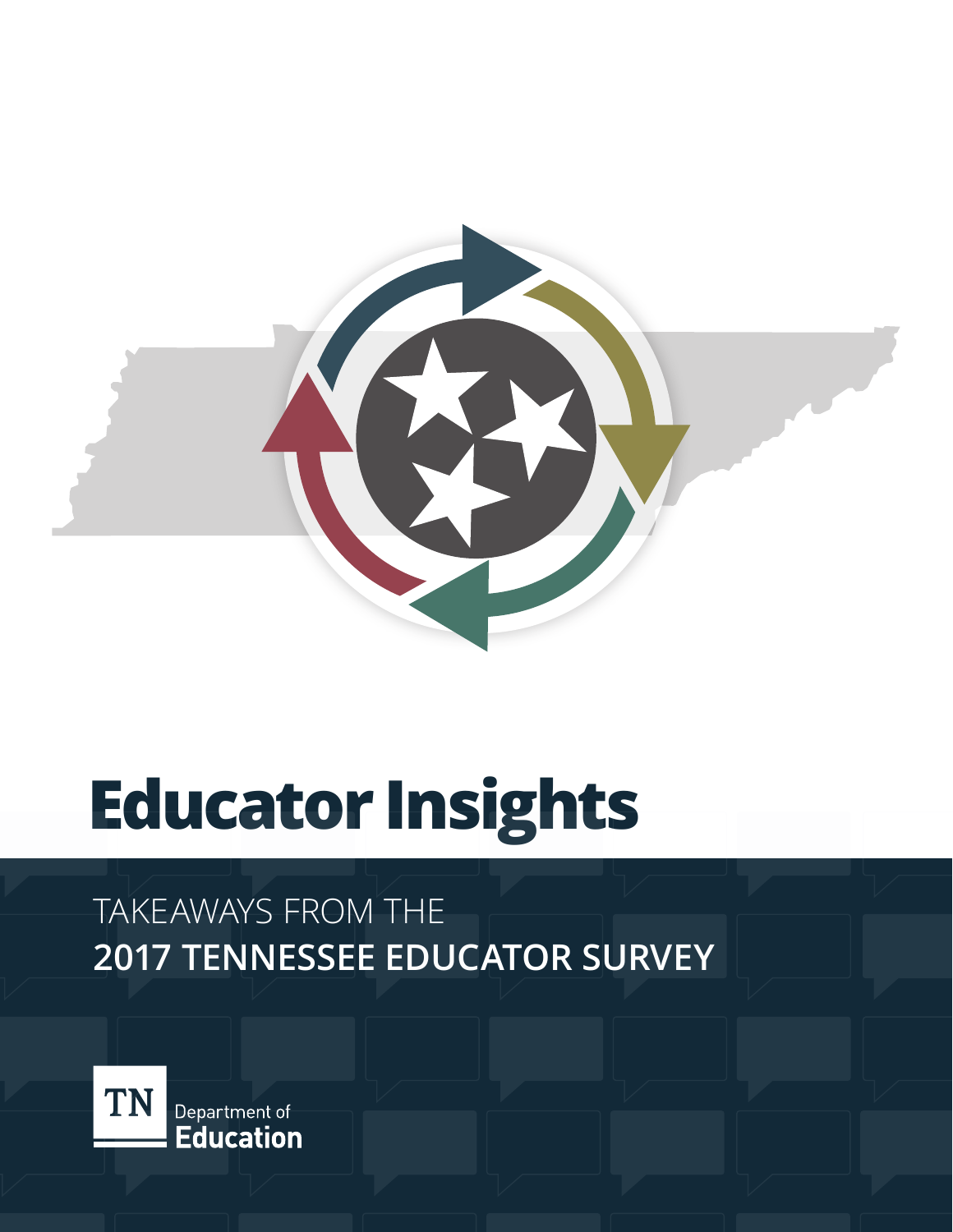# Educator Insights

TAKEAWAYS FROM THE

**2017 TENNESSEE EDUCATOR SURVEY**

TN Department of Education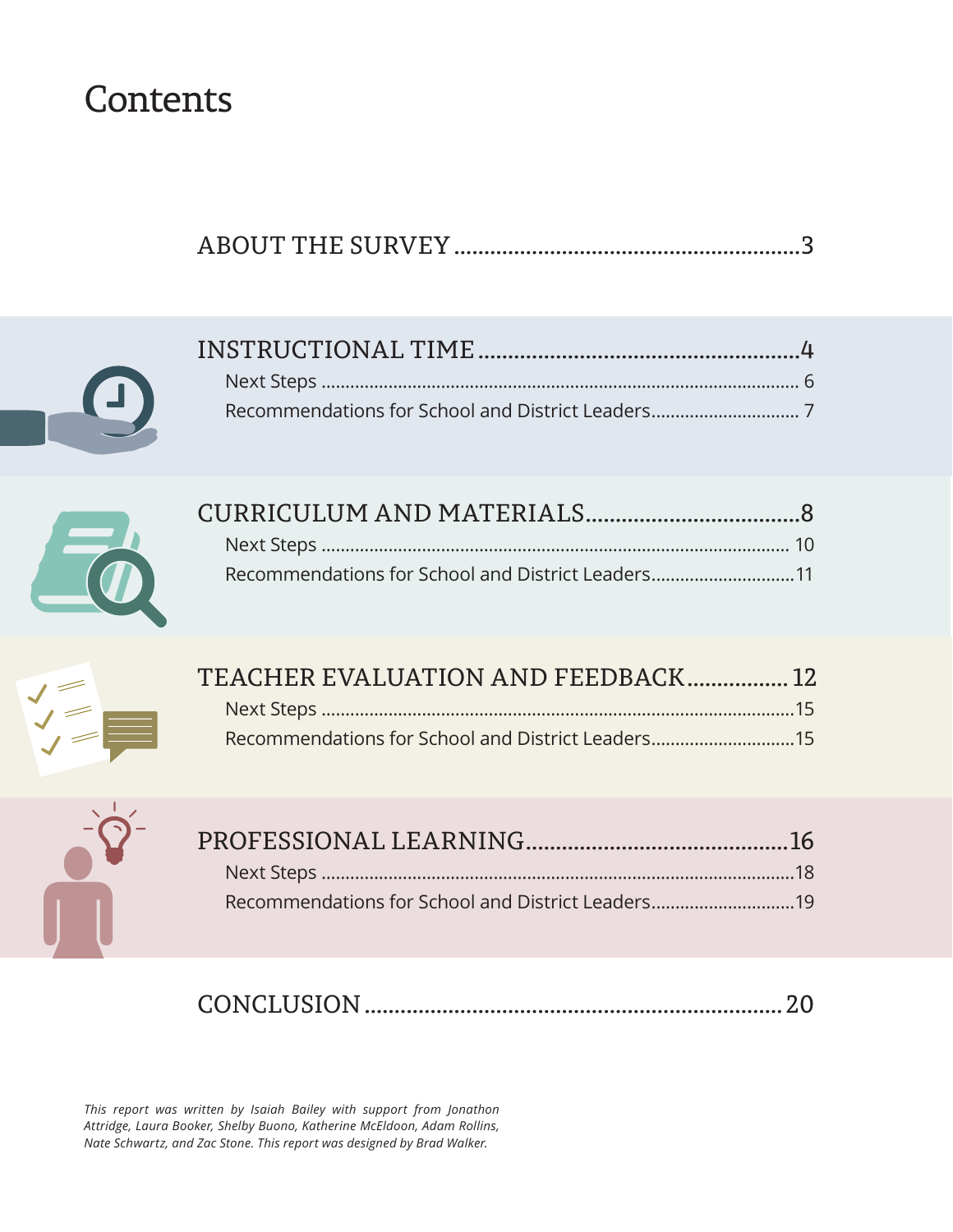# Contents

ABOUT THE SURVEY .......................................................... 3

INSTRUCTIONAL TIME ...................................................... 4
- Next Steps ........................................................................................... 6
- Recommendations for School and District Leaders .............................. 7

CURRICULUM AND MATERIALS ................................... 8
- Next Steps ......................................................................................... 10
- Recommendations for School and District Leaders ............................ 11

TEACHER EVALUATION AND FEEDBACK ................. 12
- Next Steps ......................................................................................... 15
- Recommendations for School and District Leaders ............................ 15

PROFESSIONAL LEARNING ........................................... 16
- Next Steps ......................................................................................... 18
- Recommendations for School and District Leaders ............................ 19

CONCLUSION ..................................................................... 20

*This report was written by Isaiah Bailey with support from Jonathon Attridge, Laura Booker, Shelby Buono, Katherine McEldoon, Adam Rollins, Nate Schwartz, and Zac Stone. This report was designed by Brad Walker.*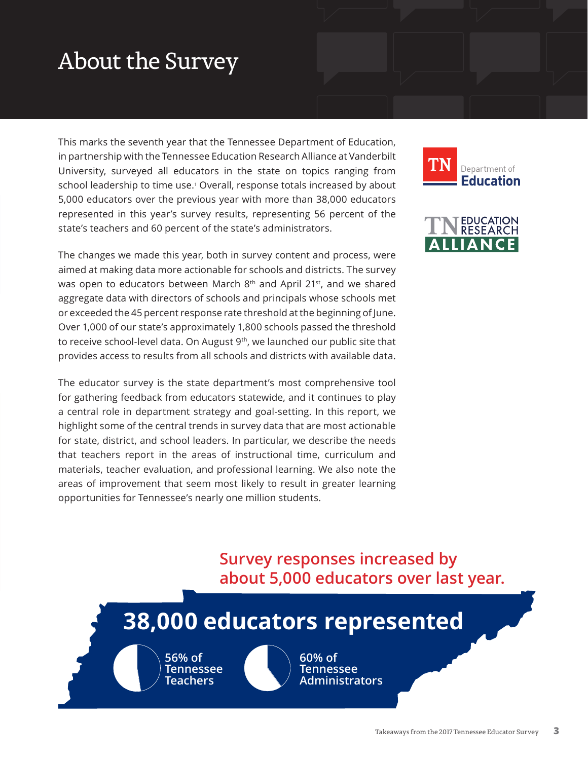# About the Survey

This marks the seventh year that the Tennessee Department of Education, in partnership with the Tennessee Education Research Alliance at Vanderbilt University, surveyed all educators in the state on topics ranging from school leadership to time use.[1] Overall, response totals increased by about 5,000 educators over the previous year with more than 38,000 educators represented in this year's survey results, representing 56 percent of the state's teachers and 60 percent of the state's administrators.

The changes we made this year, both in survey content and process, were aimed at making data more actionable for schools and districts. The survey was open to educators between March 8th and April 21st, and we shared aggregate data with directors of schools and principals whose schools met or exceeded the 45 percent response rate threshold at the beginning of June. Over 1,000 of our state's approximately 1,800 schools passed the threshold to receive school-level data. On August 9th, we launched our public site that provides access to results from all schools and districts with available data.

The educator survey is the state department's most comprehensive tool for gathering feedback from educators statewide, and it continues to play a central role in department strategy and goal-setting. In this report, we highlight some of the central trends in survey data that are most actionable for state, district, and school leaders. In particular, we describe the needs that teachers report in the areas of instructional time, curriculum and materials, teacher evaluation, and professional learning. We also note the areas of improvement that seem most likely to result in greater learning opportunities for Tennessee's nearly one million students.

**Survey responses increased by about 5,000 educators over last year.**

**38,000 educators represented**

56% of Tennessee Teachers

60% of Tennessee Administrators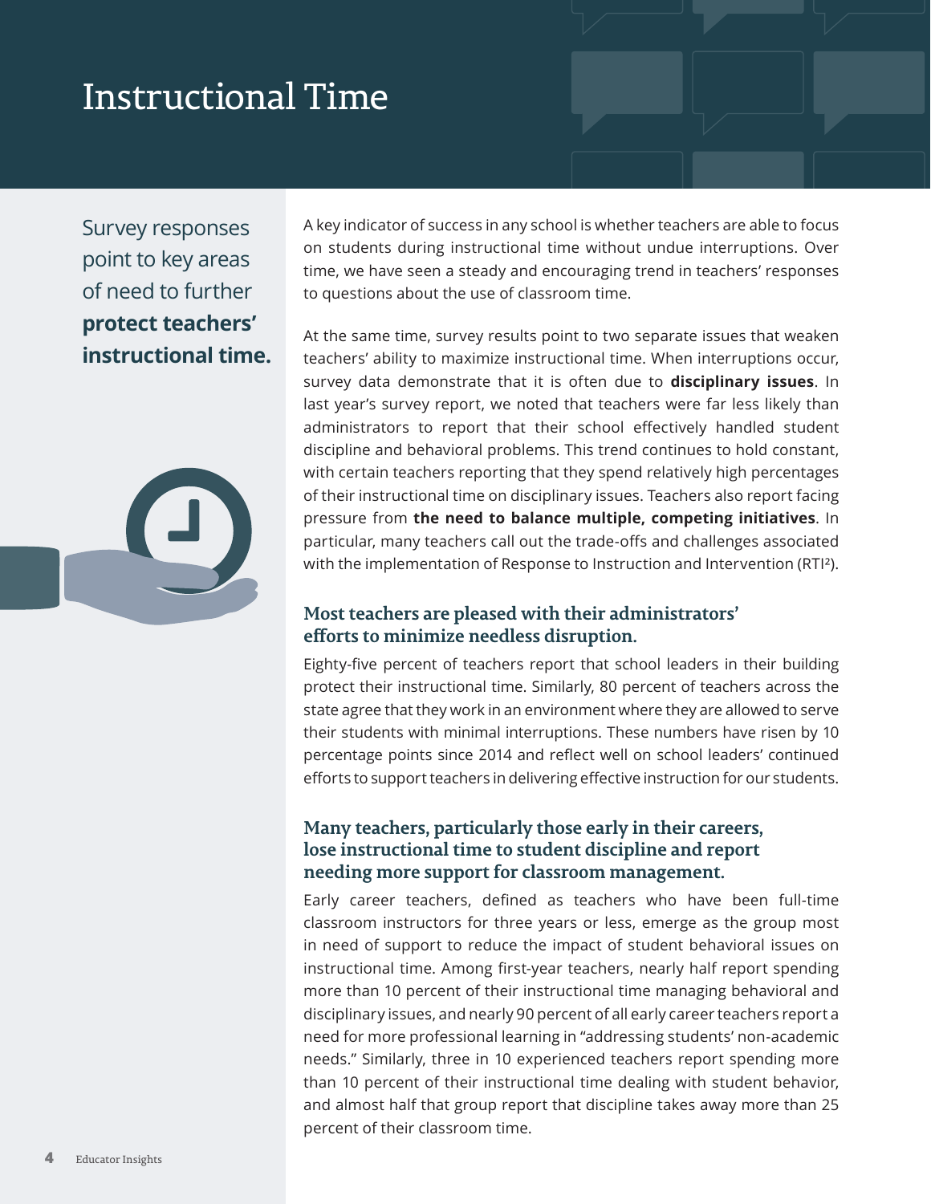# Instructional Time

Survey responses point to key areas of need to further **protect teachers' instructional time.**

A key indicator of success in any school is whether teachers are able to focus on students during instructional time without undue interruptions. Over time, we have seen a steady and encouraging trend in teachers' responses to questions about the use of classroom time.

At the same time, survey results point to two separate issues that weaken teachers' ability to maximize instructional time. When interruptions occur, survey data demonstrate that it is often due to **disciplinary issues**. In last year's survey report, we noted that teachers were far less likely than administrators to report that their school effectively handled student discipline and behavioral problems. This trend continues to hold constant, with certain teachers reporting that they spend relatively high percentages of their instructional time on disciplinary issues. Teachers also report facing pressure from **the need to balance multiple, competing initiatives**. In particular, many teachers call out the trade-offs and challenges associated with the implementation of Response to Instruction and Intervention (RTI²).

## Most teachers are pleased with their administrators' efforts to minimize needless disruption.

Eighty-five percent of teachers report that school leaders in their building protect their instructional time. Similarly, 80 percent of teachers across the state agree that they work in an environment where they are allowed to serve their students with minimal interruptions. These numbers have risen by 10 percentage points since 2014 and reflect well on school leaders' continued efforts to support teachers in delivering effective instruction for our students.

## Many teachers, particularly those early in their careers, lose instructional time to student discipline and report needing more support for classroom management.

Early career teachers, defined as teachers who have been full-time classroom instructors for three years or less, emerge as the group most in need of support to reduce the impact of student behavioral issues on instructional time. Among first-year teachers, nearly half report spending more than 10 percent of their instructional time managing behavioral and disciplinary issues, and nearly 90 percent of all early career teachers report a need for more professional learning in "addressing students' non-academic needs." Similarly, three in 10 experienced teachers report spending more than 10 percent of their instructional time dealing with student behavior, and almost half that group report that discipline takes away more than 25 percent of their classroom time.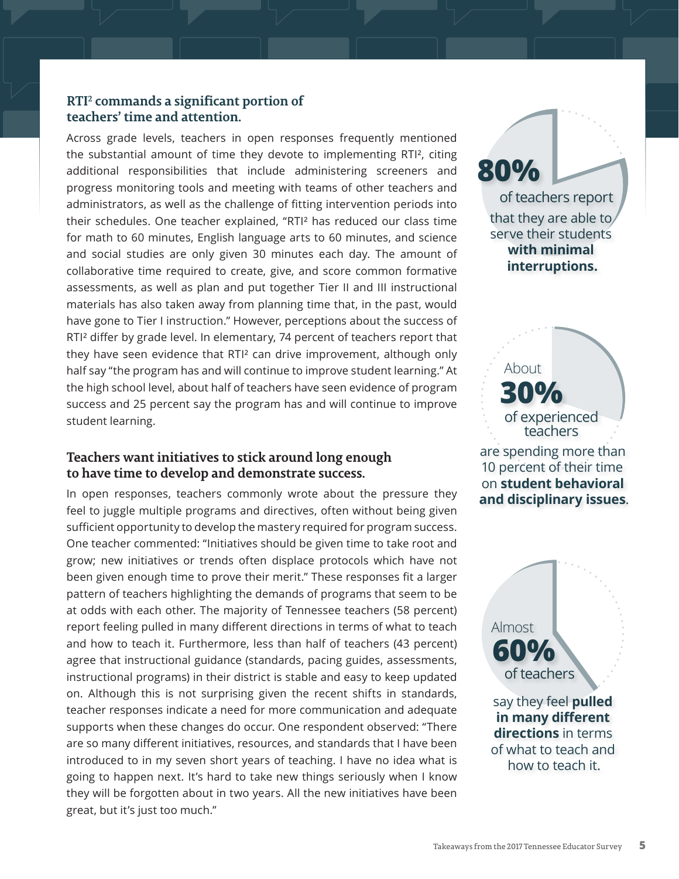## RTI² commands a significant portion of teachers' time and attention.

Across grade levels, teachers in open responses frequently mentioned the substantial amount of time they devote to implementing RTI², citing additional responsibilities that include administering screeners and progress monitoring tools and meeting with teams of other teachers and administrators, as well as the challenge of fitting intervention periods into their schedules. One teacher explained, "RTI² has reduced our class time for math to 60 minutes, English language arts to 60 minutes, and science and social studies are only given 30 minutes each day. The amount of collaborative time required to create, give, and score common formative assessments, as well as plan and put together Tier II and III instructional materials has also taken away from planning time that, in the past, would have gone to Tier I instruction." However, perceptions about the success of RTI² differ by grade level. In elementary, 74 percent of teachers report that they have seen evidence that RTI² can drive improvement, although only half say "the program has and will continue to improve student learning." At the high school level, about half of teachers have seen evidence of program success and 25 percent say the program has and will continue to improve student learning.

## Teachers want initiatives to stick around long enough to have time to develop and demonstrate success.

In open responses, teachers commonly wrote about the pressure they feel to juggle multiple programs and directives, often without being given sufficient opportunity to develop the mastery required for program success. One teacher commented: "Initiatives should be given time to take root and grow; new initiatives or trends often displace protocols which have not been given enough time to prove their merit." These responses fit a larger pattern of teachers highlighting the demands of programs that seem to be at odds with each other. The majority of Tennessee teachers (58 percent) report feeling pulled in many different directions in terms of what to teach and how to teach it. Furthermore, less than half of teachers (43 percent) agree that instructional guidance (standards, pacing guides, assessments, instructional programs) in their district is stable and easy to keep updated on. Although this is not surprising given the recent shifts in standards, teacher responses indicate a need for more communication and adequate supports when these changes do occur. One respondent observed: "There are so many different initiatives, resources, and standards that I have been introduced to in my seven short years of teaching. I have no idea what is going to happen next. It's hard to take new things seriously when I know they will be forgotten about in two years. All the new initiatives have been great, but it's just too much."

**80%** of teachers report that they are able to serve their students **with minimal interruptions.**

About **30%** of experienced teachers are spending more than 10 percent of their time on **student behavioral and disciplinary issues**.

Almost **60%** of teachers say they feel **pulled in many different directions** in terms of what to teach and how to teach it.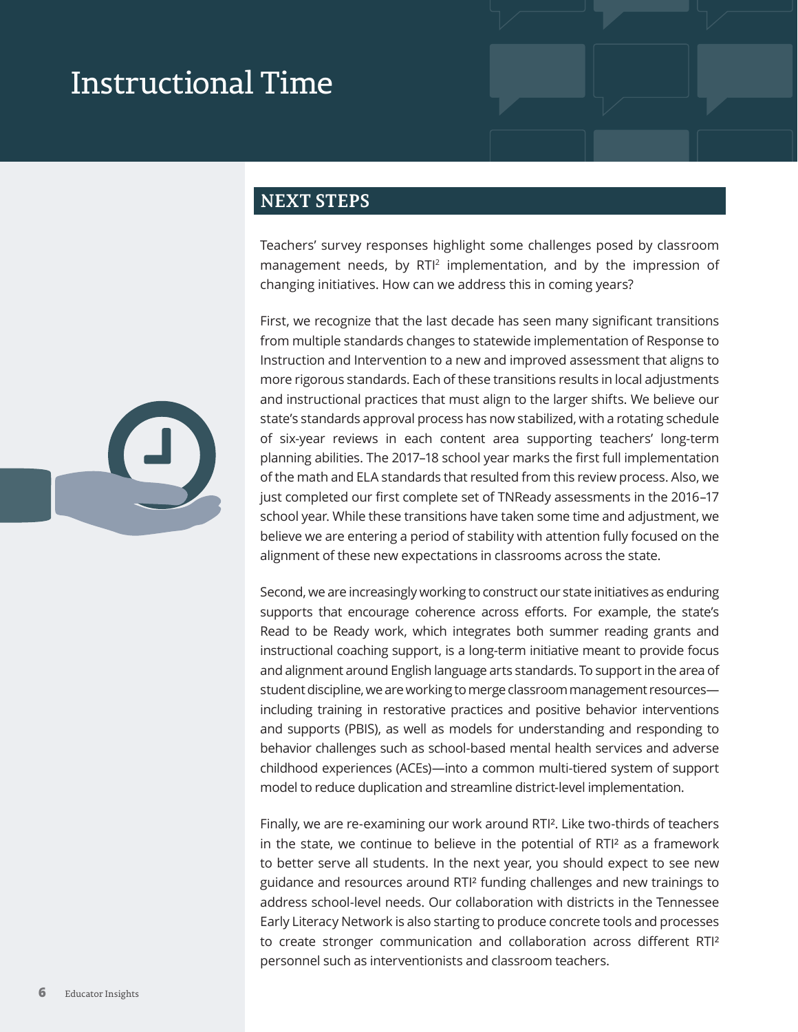# Instructional Time

## NEXT STEPS

Teachers' survey responses highlight some challenges posed by classroom management needs, by RTI² implementation, and by the impression of changing initiatives. How can we address this in coming years?

First, we recognize that the last decade has seen many significant transitions from multiple standards changes to statewide implementation of Response to Instruction and Intervention to a new and improved assessment that aligns to more rigorous standards. Each of these transitions results in local adjustments and instructional practices that must align to the larger shifts. We believe our state's standards approval process has now stabilized, with a rotating schedule of six-year reviews in each content area supporting teachers' long-term planning abilities. The 2017–18 school year marks the first full implementation of the math and ELA standards that resulted from this review process. Also, we just completed our first complete set of TNReady assessments in the 2016–17 school year. While these transitions have taken some time and adjustment, we believe we are entering a period of stability with attention fully focused on the alignment of these new expectations in classrooms across the state.

Second, we are increasingly working to construct our state initiatives as enduring supports that encourage coherence across efforts. For example, the state's Read to be Ready work, which integrates both summer reading grants and instructional coaching support, is a long-term initiative meant to provide focus and alignment around English language arts standards. To support in the area of student discipline, we are working to merge classroom management resources—including training in restorative practices and positive behavior interventions and supports (PBIS), as well as models for understanding and responding to behavior challenges such as school-based mental health services and adverse childhood experiences (ACEs)—into a common multi-tiered system of support model to reduce duplication and streamline district-level implementation.

Finally, we are re-examining our work around RTI². Like two-thirds of teachers in the state, we continue to believe in the potential of RTI² as a framework to better serve all students. In the next year, you should expect to see new guidance and resources around RTI² funding challenges and new trainings to address school-level needs. Our collaboration with districts in the Tennessee Early Literacy Network is also starting to produce concrete tools and processes to create stronger communication and collaboration across different RTI² personnel such as interventionists and classroom teachers.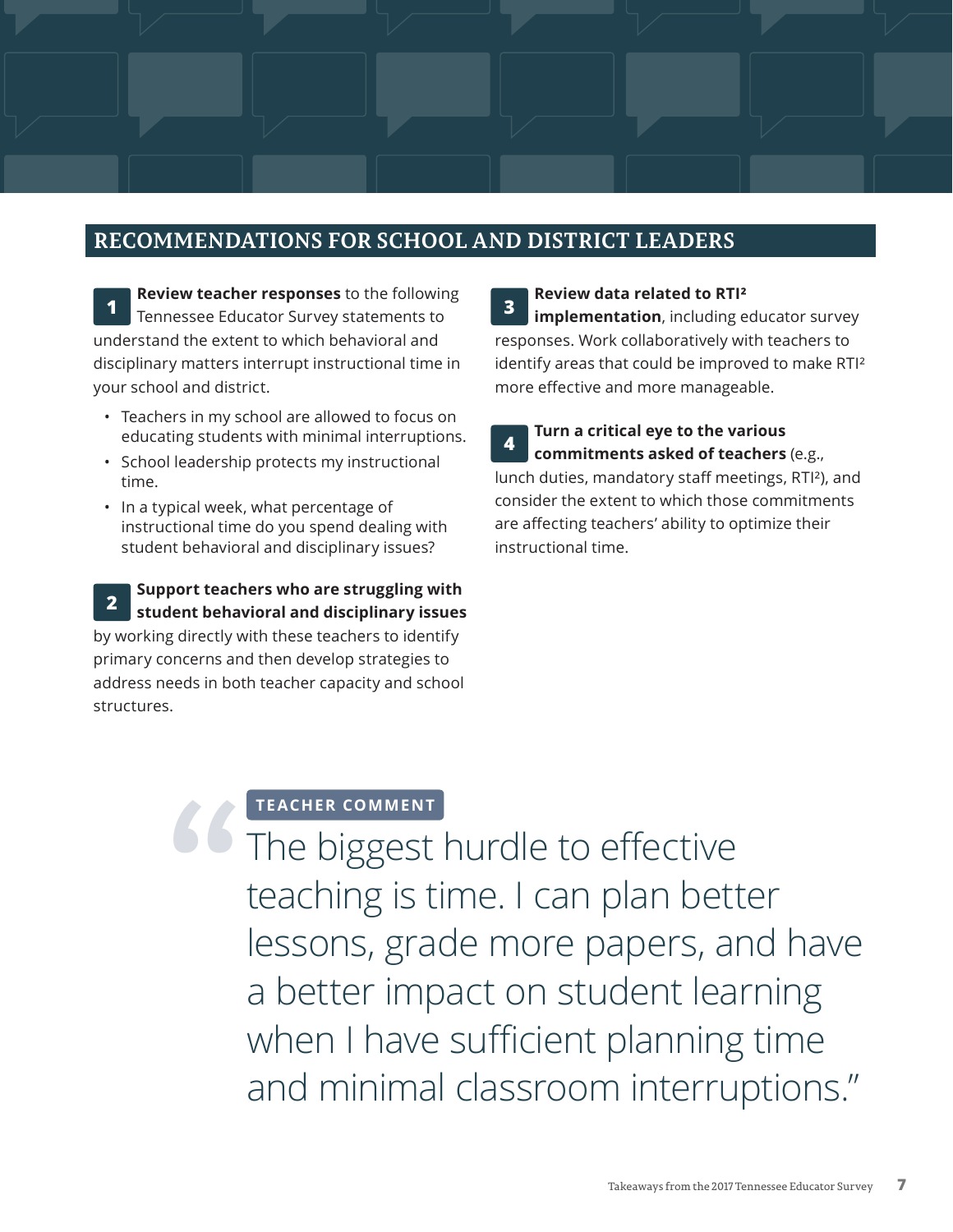## RECOMMENDATIONS FOR SCHOOL AND DISTRICT LEADERS

**1** **Review teacher responses** to the following Tennessee Educator Survey statements to understand the extent to which behavioral and disciplinary matters interrupt instructional time in your school and district.

- Teachers in my school are allowed to focus on educating students with minimal interruptions.
- School leadership protects my instructional time.
- In a typical week, what percentage of instructional time do you spend dealing with student behavioral and disciplinary issues?

**2** **Support teachers who are struggling with student behavioral and disciplinary issues** by working directly with these teachers to identify primary concerns and then develop strategies to address needs in both teacher capacity and school structures.

**3** **Review data related to RTI² implementation**, including educator survey responses. Work collaboratively with teachers to identify areas that could be improved to make RTI² more effective and more manageable.

**4** **Turn a critical eye to the various commitments asked of teachers** (e.g., lunch duties, mandatory staff meetings, RTI²), and consider the extent to which those commitments are affecting teachers' ability to optimize their instructional time.

**TEACHER COMMENT**

> "The biggest hurdle to effective teaching is time. I can plan better lessons, grade more papers, and have a better impact on student learning when I have sufficient planning time and minimal classroom interruptions."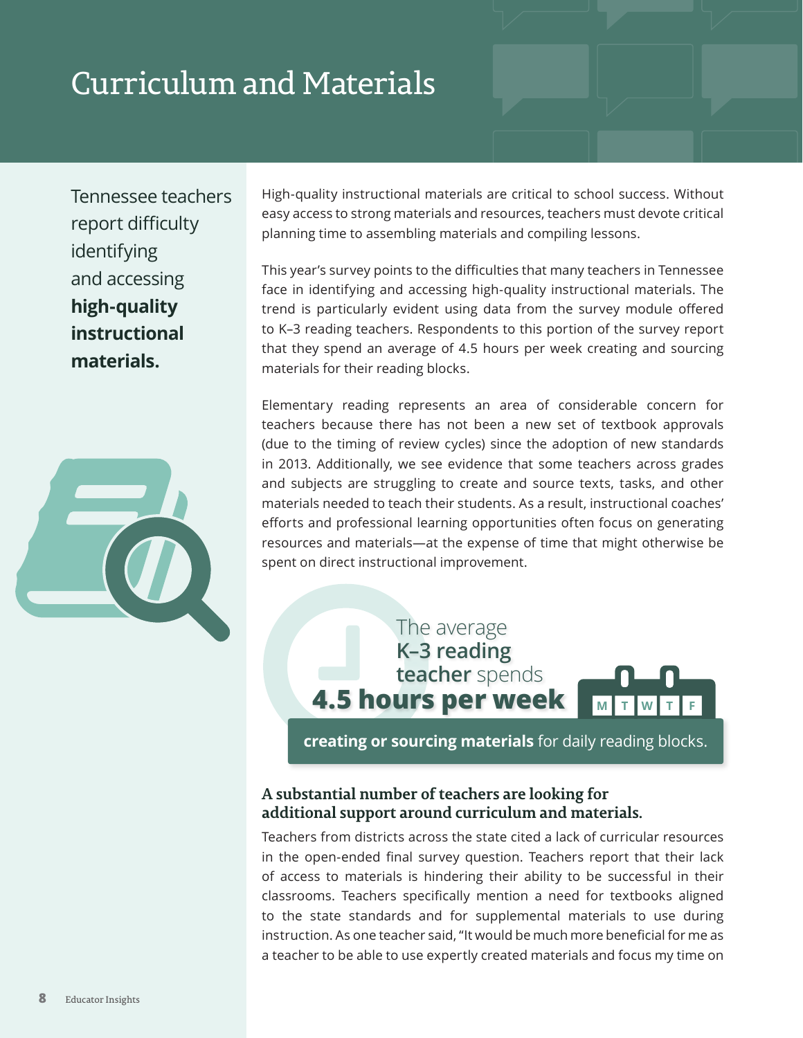# Curriculum and Materials

Tennessee teachers report difficulty identifying and accessing **high-quality instructional materials.**

High-quality instructional materials are critical to school success. Without easy access to strong materials and resources, teachers must devote critical planning time to assembling materials and compiling lessons.

This year's survey points to the difficulties that many teachers in Tennessee face in identifying and accessing high-quality instructional materials. The trend is particularly evident using data from the survey module offered to K–3 reading teachers. Respondents to this portion of the survey report that they spend an average of 4.5 hours per week creating and sourcing materials for their reading blocks.

Elementary reading represents an area of considerable concern for teachers because there has not been a new set of textbook approvals (due to the timing of review cycles) since the adoption of new standards in 2013. Additionally, we see evidence that some teachers across grades and subjects are struggling to create and source texts, tasks, and other materials needed to teach their students. As a result, instructional coaches' efforts and professional learning opportunities often focus on generating resources and materials—at the expense of time that might otherwise be spent on direct instructional improvement.

The average **K–3 reading teacher** spends **4.5 hours per week** **creating or sourcing materials** for daily reading blocks.

### A substantial number of teachers are looking for additional support around curriculum and materials.

Teachers from districts across the state cited a lack of curricular resources in the open-ended final survey question. Teachers report that their lack of access to materials is hindering their ability to be successful in their classrooms. Teachers specifically mention a need for textbooks aligned to the state standards and for supplemental materials to use during instruction. As one teacher said, "It would be much more beneficial for me as a teacher to be able to use expertly created materials and focus my time on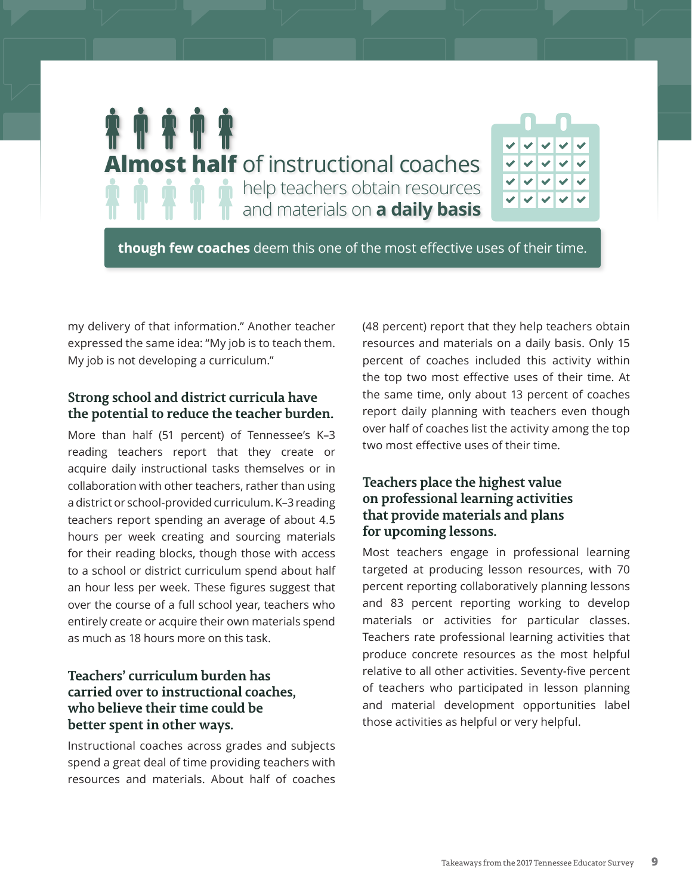**Almost half** of instructional coaches help teachers obtain resources and materials on **a daily basis**

**though few coaches** deem this one of the most effective uses of their time.

my delivery of that information." Another teacher expressed the same idea: "My job is to teach them. My job is not developing a curriculum."

### Strong school and district curricula have the potential to reduce the teacher burden.

More than half (51 percent) of Tennessee's K–3 reading teachers report that they create or acquire daily instructional tasks themselves or in collaboration with other teachers, rather than using a district or school-provided curriculum. K–3 reading teachers report spending an average of about 4.5 hours per week creating and sourcing materials for their reading blocks, though those with access to a school or district curriculum spend about half an hour less per week. These figures suggest that over the course of a full school year, teachers who entirely create or acquire their own materials spend as much as 18 hours more on this task.

### Teachers' curriculum burden has carried over to instructional coaches, who believe their time could be better spent in other ways.

Instructional coaches across grades and subjects spend a great deal of time providing teachers with resources and materials. About half of coaches (48 percent) report that they help teachers obtain resources and materials on a daily basis. Only 15 percent of coaches included this activity within the top two most effective uses of their time. At the same time, only about 13 percent of coaches report daily planning with teachers even though over half of coaches list the activity among the top two most effective uses of their time.

### Teachers place the highest value on professional learning activities that provide materials and plans for upcoming lessons.

Most teachers engage in professional learning targeted at producing lesson resources, with 70 percent reporting collaboratively planning lessons and 83 percent reporting working to develop materials or activities for particular classes. Teachers rate professional learning activities that produce concrete resources as the most helpful relative to all other activities. Seventy-five percent of teachers who participated in lesson planning and material development opportunities label those activities as helpful or very helpful.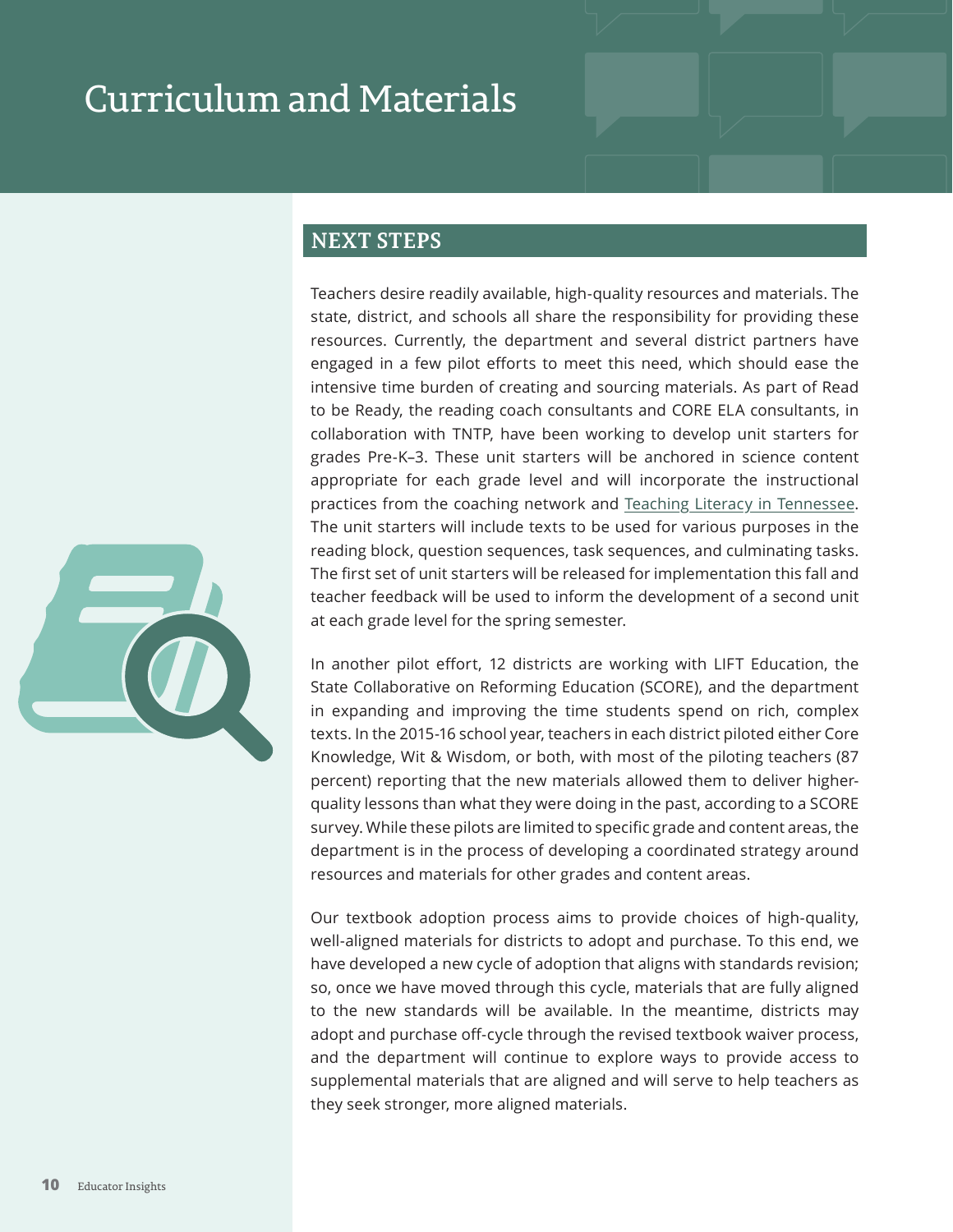# Curriculum and Materials

## NEXT STEPS

Teachers desire readily available, high-quality resources and materials. The state, district, and schools all share the responsibility for providing these resources. Currently, the department and several district partners have engaged in a few pilot efforts to meet this need, which should ease the intensive time burden of creating and sourcing materials. As part of Read to be Ready, the reading coach consultants and CORE ELA consultants, in collaboration with TNTP, have been working to develop unit starters for grades Pre-K–3. These unit starters will be anchored in science content appropriate for each grade level and will incorporate the instructional practices from the coaching network and Teaching Literacy in Tennessee. The unit starters will include texts to be used for various purposes in the reading block, question sequences, task sequences, and culminating tasks. The first set of unit starters will be released for implementation this fall and teacher feedback will be used to inform the development of a second unit at each grade level for the spring semester.

In another pilot effort, 12 districts are working with LIFT Education, the State Collaborative on Reforming Education (SCORE), and the department in expanding and improving the time students spend on rich, complex texts. In the 2015-16 school year, teachers in each district piloted either Core Knowledge, Wit & Wisdom, or both, with most of the piloting teachers (87 percent) reporting that the new materials allowed them to deliver higher-quality lessons than what they were doing in the past, according to a SCORE survey. While these pilots are limited to specific grade and content areas, the department is in the process of developing a coordinated strategy around resources and materials for other grades and content areas.

Our textbook adoption process aims to provide choices of high-quality, well-aligned materials for districts to adopt and purchase. To this end, we have developed a new cycle of adoption that aligns with standards revision; so, once we have moved through this cycle, materials that are fully aligned to the new standards will be available. In the meantime, districts may adopt and purchase off-cycle through the revised textbook waiver process, and the department will continue to explore ways to provide access to supplemental materials that are aligned and will serve to help teachers as they seek stronger, more aligned materials.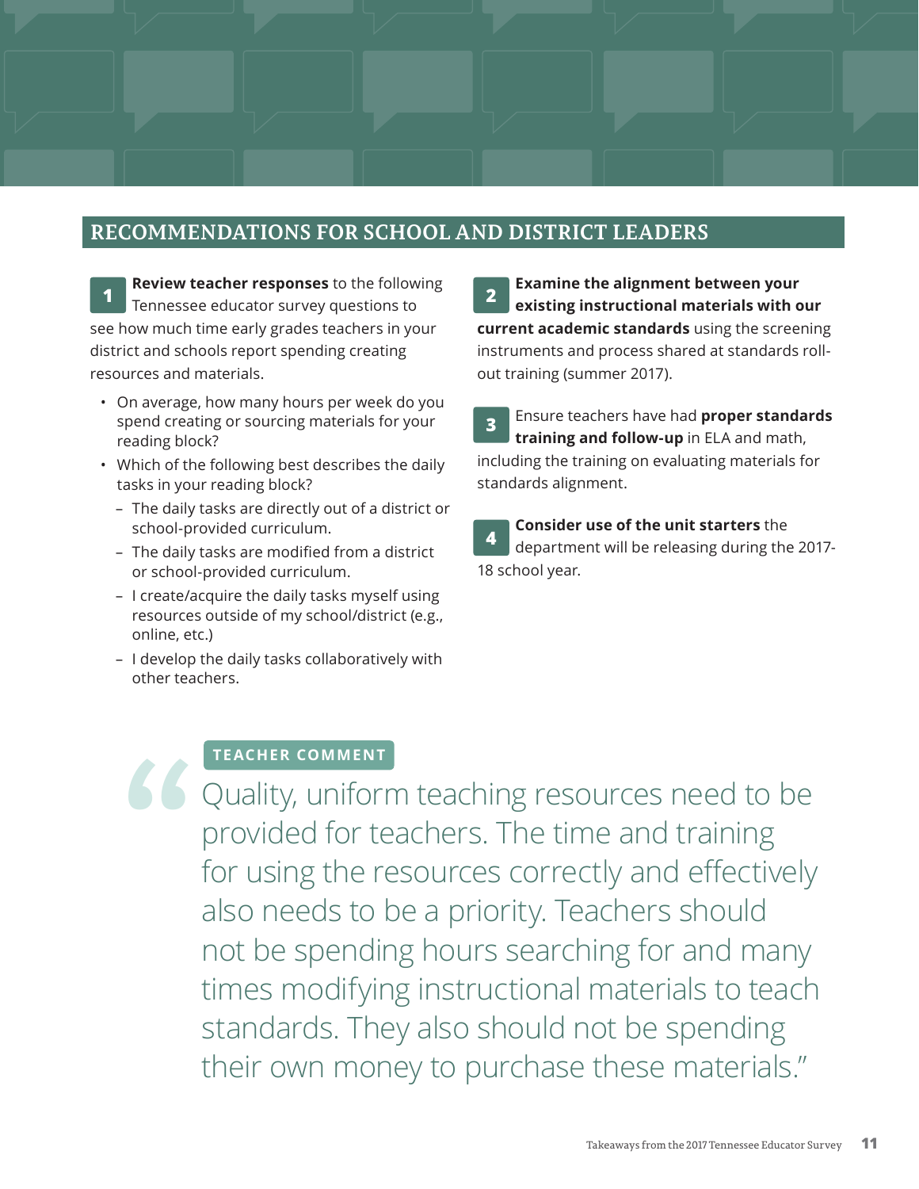## RECOMMENDATIONS FOR SCHOOL AND DISTRICT LEADERS

1. **Review teacher responses** to the following Tennessee educator survey questions to see how much time early grades teachers in your district and schools report spending creating resources and materials.
   - On average, how many hours per week do you spend creating or sourcing materials for your reading block?
   - Which of the following best describes the daily tasks in your reading block?
     - The daily tasks are directly out of a district or school-provided curriculum.
     - The daily tasks are modified from a district or school-provided curriculum.
     - I create/acquire the daily tasks myself using resources outside of my school/district (e.g., online, etc.)
     - I develop the daily tasks collaboratively with other teachers.

2. **Examine the alignment between your existing instructional materials with our current academic standards** using the screening instruments and process shared at standards roll-out training (summer 2017).

3. Ensure teachers have had **proper standards training and follow-up** in ELA and math, including the training on evaluating materials for standards alignment.

4. **Consider use of the unit starters** the department will be releasing during the 2017-18 school year.

**TEACHER COMMENT**

> "Quality, uniform teaching resources need to be provided for teachers. The time and training for using the resources correctly and effectively also needs to be a priority. Teachers should not be spending hours searching for and many times modifying instructional materials to teach standards. They also should not be spending their own money to purchase these materials."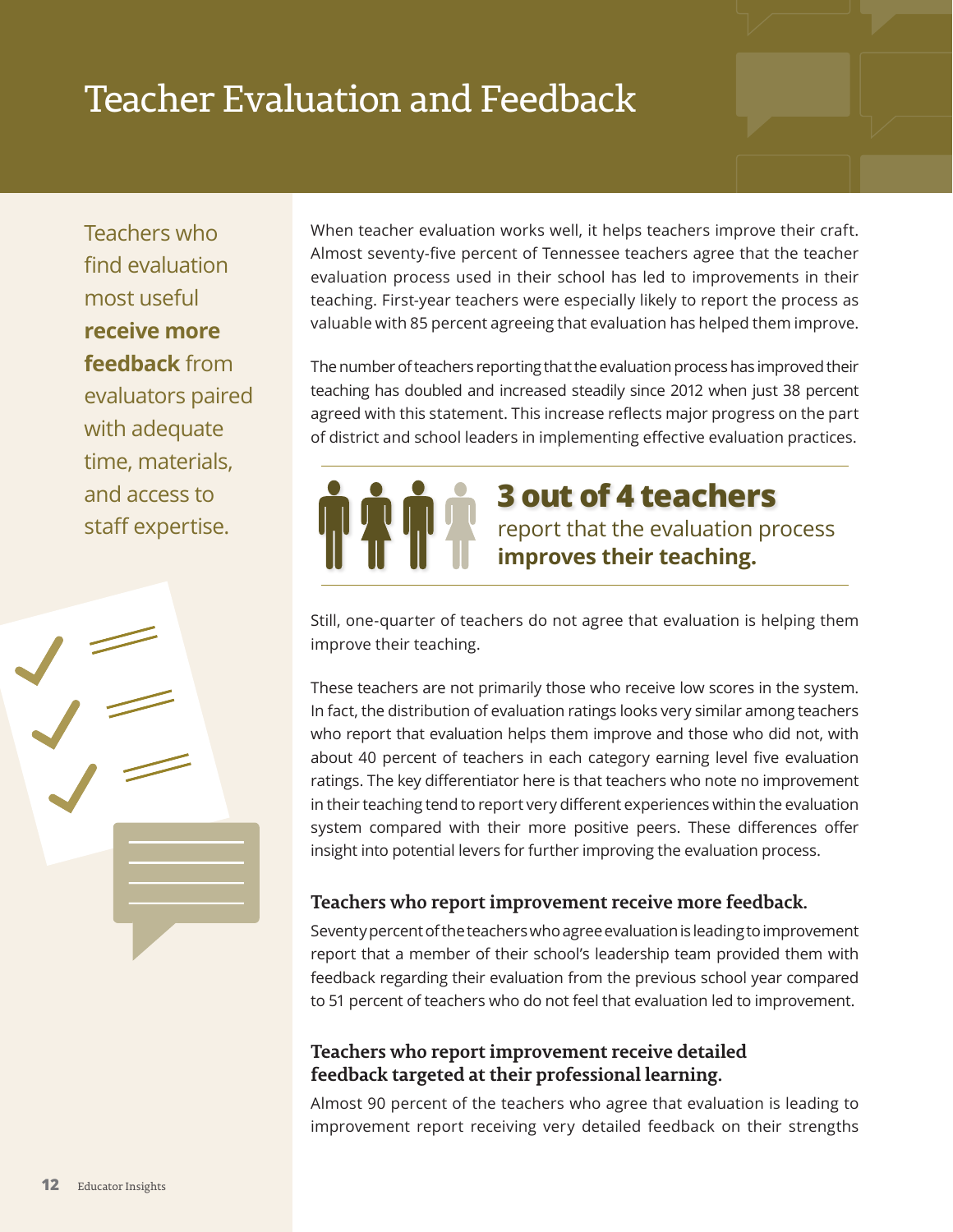# Teacher Evaluation and Feedback

Teachers who find evaluation most useful **receive more feedback** from evaluators paired with adequate time, materials, and access to staff expertise.

When teacher evaluation works well, it helps teachers improve their craft. Almost seventy-five percent of Tennessee teachers agree that the teacher evaluation process used in their school has led to improvements in their teaching. First-year teachers were especially likely to report the process as valuable with 85 percent agreeing that evaluation has helped them improve.

The number of teachers reporting that the evaluation process has improved their teaching has doubled and increased steadily since 2012 when just 38 percent agreed with this statement. This increase reflects major progress on the part of district and school leaders in implementing effective evaluation practices.

**3 out of 4 teachers** report that the evaluation process **improves their teaching.**

Still, one-quarter of teachers do not agree that evaluation is helping them improve their teaching.

These teachers are not primarily those who receive low scores in the system. In fact, the distribution of evaluation ratings looks very similar among teachers who report that evaluation helps them improve and those who did not, with about 40 percent of teachers in each category earning level five evaluation ratings. The key differentiator here is that teachers who note no improvement in their teaching tend to report very different experiences within the evaluation system compared with their more positive peers. These differences offer insight into potential levers for further improving the evaluation process.

### Teachers who report improvement receive more feedback.

Seventy percent of the teachers who agree evaluation is leading to improvement report that a member of their school's leadership team provided them with feedback regarding their evaluation from the previous school year compared to 51 percent of teachers who do not feel that evaluation led to improvement.

### Teachers who report improvement receive detailed feedback targeted at their professional learning.

Almost 90 percent of the teachers who agree that evaluation is leading to improvement report receiving very detailed feedback on their strengths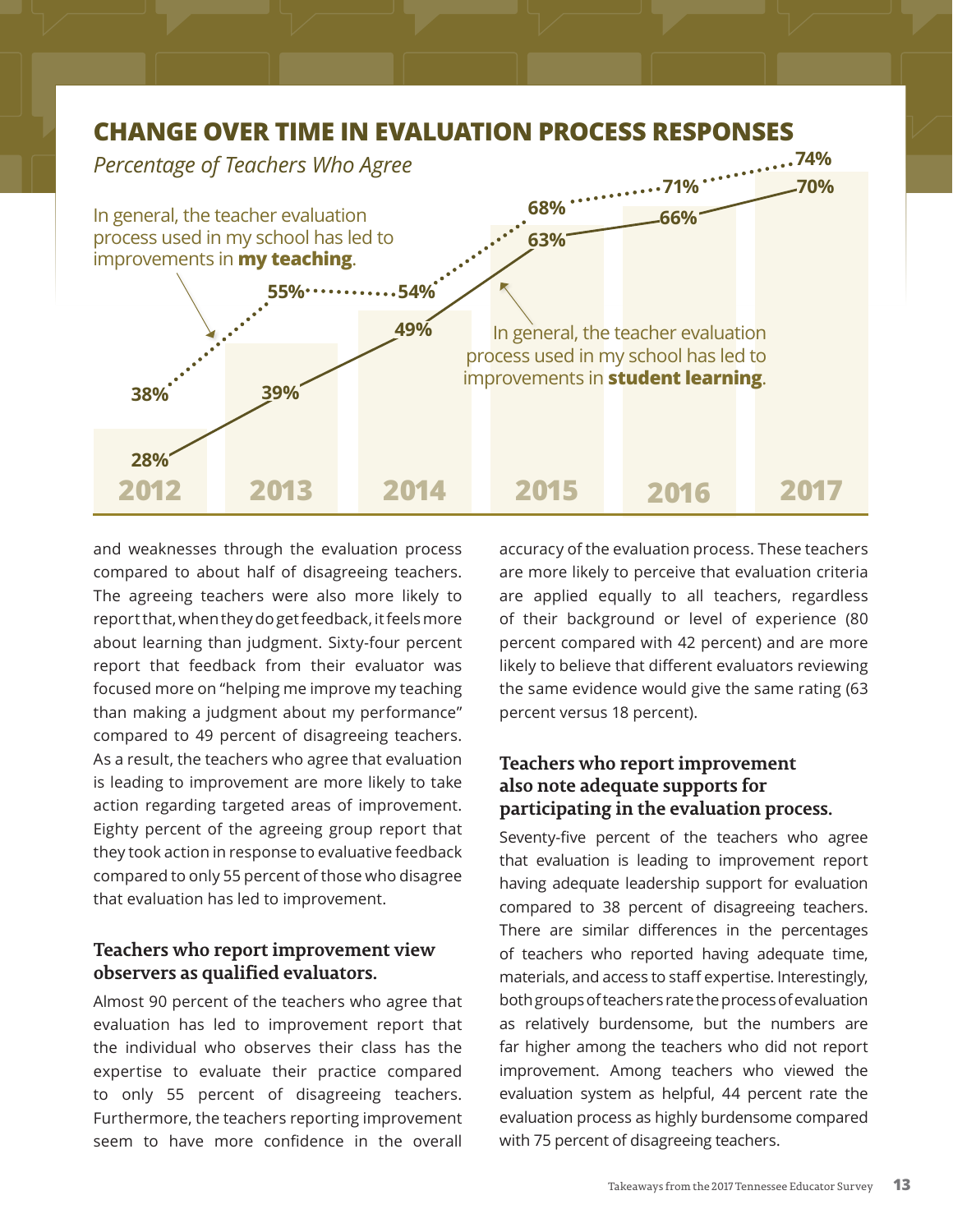## CHANGE OVER TIME IN EVALUATION PROCESS RESPONSES

*Percentage of Teachers Who Agree*

| Year | In general, the teacher evaluation process used in my school has led to improvements in **my teaching**. | In general, the teacher evaluation process used in my school has led to improvements in **student learning**. |
|---|---|---|
| 2012 | 38% | 28% |
| 2013 | 55% | 39% |
| 2014 | 54% | 49% |
| 2015 | 68% | 63% |
| 2016 | 71% | 66% |
| 2017 | 74% | 70% |

and weaknesses through the evaluation process compared to about half of disagreeing teachers. The agreeing teachers were also more likely to report that, when they do get feedback, it feels more about learning than judgment. Sixty-four percent report that feedback from their evaluator was focused more on "helping me improve my teaching than making a judgment about my performance" compared to 49 percent of disagreeing teachers. As a result, the teachers who agree that evaluation is leading to improvement are more likely to take action regarding targeted areas of improvement. Eighty percent of the agreeing group report that they took action in response to evaluative feedback compared to only 55 percent of those who disagree that evaluation has led to improvement.

### Teachers who report improvement view observers as qualified evaluators.

Almost 90 percent of the teachers who agree that evaluation has led to improvement report that the individual who observes their class has the expertise to evaluate their practice compared to only 55 percent of disagreeing teachers. Furthermore, the teachers reporting improvement seem to have more confidence in the overall accuracy of the evaluation process. These teachers are more likely to perceive that evaluation criteria are applied equally to all teachers, regardless of their background or level of experience (80 percent compared with 42 percent) and are more likely to believe that different evaluators reviewing the same evidence would give the same rating (63 percent versus 18 percent).

### Teachers who report improvement also note adequate supports for participating in the evaluation process.

Seventy-five percent of the teachers who agree that evaluation is leading to improvement report having adequate leadership support for evaluation compared to 38 percent of disagreeing teachers. There are similar differences in the percentages of teachers who reported having adequate time, materials, and access to staff expertise. Interestingly, both groups of teachers rate the process of evaluation as relatively burdensome, but the numbers are far higher among the teachers who did not report improvement. Among teachers who viewed the evaluation system as helpful, 44 percent rate the evaluation process as highly burdensome compared with 75 percent of disagreeing teachers.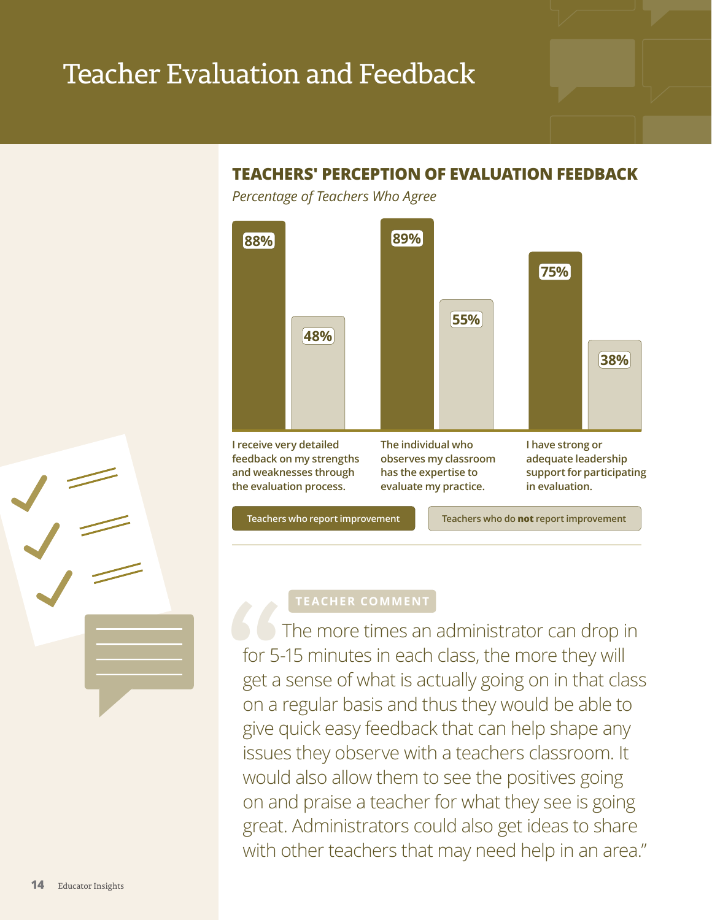# Teacher Evaluation and Feedback

## TEACHERS' PERCEPTION OF EVALUATION FEEDBACK

*Percentage of Teachers Who Agree*

| | Teachers who report improvement | Teachers who do **not** report improvement |
|---|---|---|
| I receive very detailed feedback on my strengths and weaknesses through the evaluation process. | 88% | 48% |
| The individual who observes my classroom has the expertise to evaluate my practice. | 89% | 55% |
| I have strong or adequate leadership support for participating in evaluation. | 75% | 38% |

**TEACHER COMMENT**

"The more times an administrator can drop in for 5-15 minutes in each class, the more they will get a sense of what is actually going on in that class on a regular basis and thus they would be able to give quick easy feedback that can help shape any issues they observe with a teachers classroom. It would also allow them to see the positives going on and praise a teacher for what they see is going great. Administrators could also get ideas to share with other teachers that may need help in an area."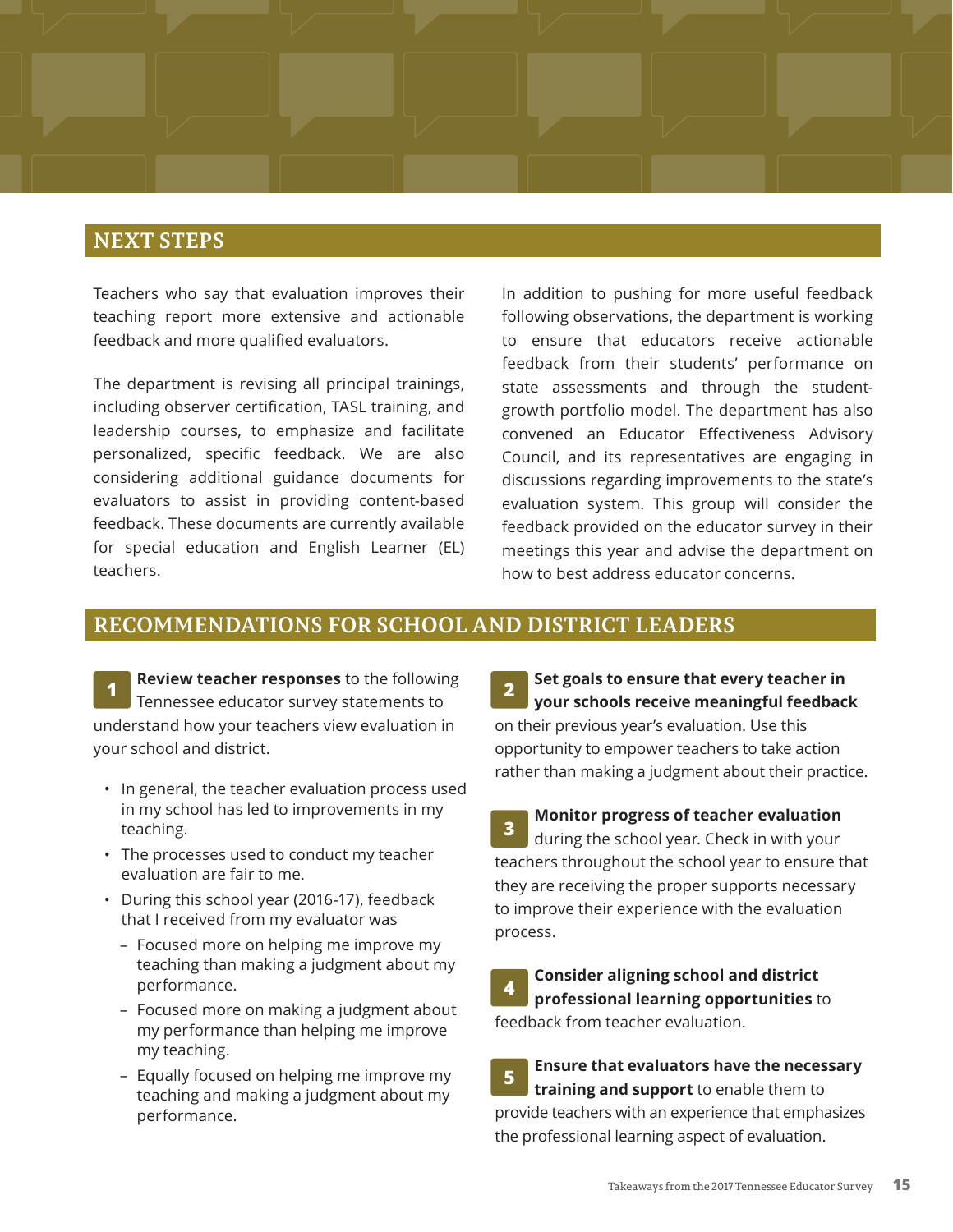## NEXT STEPS

Teachers who say that evaluation improves their teaching report more extensive and actionable feedback and more qualified evaluators.

The department is revising all principal trainings, including observer certification, TASL training, and leadership courses, to emphasize and facilitate personalized, specific feedback. We are also considering additional guidance documents for evaluators to assist in providing content-based feedback. These documents are currently available for special education and English Learner (EL) teachers.

In addition to pushing for more useful feedback following observations, the department is working to ensure that educators receive actionable feedback from their students' performance on state assessments and through the student-growth portfolio model. The department has also convened an Educator Effectiveness Advisory Council, and its representatives are engaging in discussions regarding improvements to the state's evaluation system. This group will consider the feedback provided on the educator survey in their meetings this year and advise the department on how to best address educator concerns.

## RECOMMENDATIONS FOR SCHOOL AND DISTRICT LEADERS

**1** **Review teacher responses** to the following Tennessee educator survey statements to understand how your teachers view evaluation in your school and district.

- In general, the teacher evaluation process used in my school has led to improvements in my teaching.
- The processes used to conduct my teacher evaluation are fair to me.
- During this school year (2016-17), feedback that I received from my evaluator was
  - Focused more on helping me improve my teaching than making a judgment about my performance.
  - Focused more on making a judgment about my performance than helping me improve my teaching.
  - Equally focused on helping me improve my teaching and making a judgment about my performance.

**2** **Set goals to ensure that every teacher in your schools receive meaningful feedback** on their previous year's evaluation. Use this opportunity to empower teachers to take action rather than making a judgment about their practice.

**3** **Monitor progress of teacher evaluation** during the school year. Check in with your teachers throughout the school year to ensure that they are receiving the proper supports necessary to improve their experience with the evaluation process.

**4** **Consider aligning school and district professional learning opportunities** to feedback from teacher evaluation.

**5** **Ensure that evaluators have the necessary training and support** to enable them to provide teachers with an experience that emphasizes the professional learning aspect of evaluation.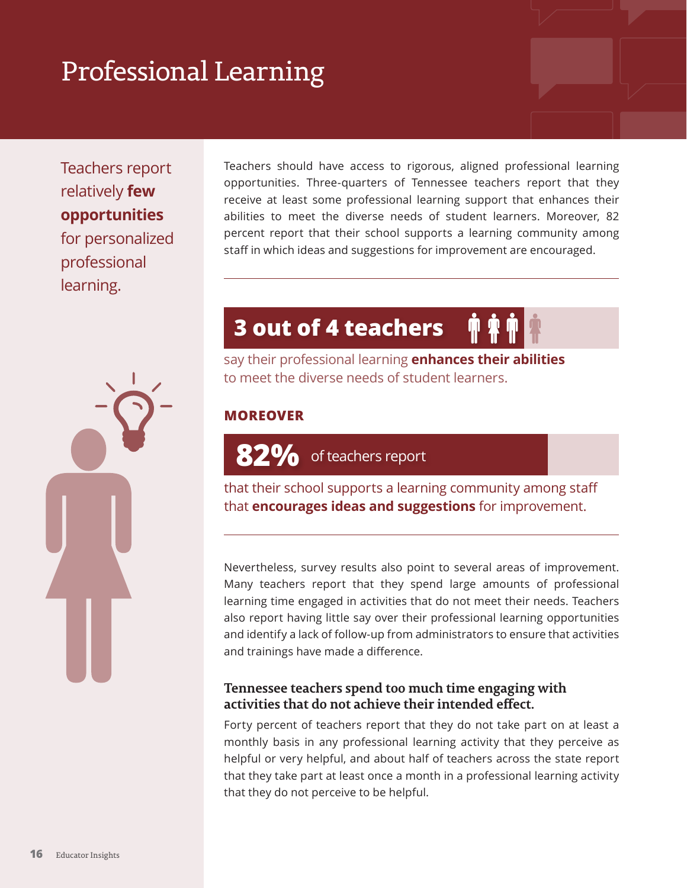# Professional Learning

Teachers report relatively **few opportunities** for personalized professional learning.

Teachers should have access to rigorous, aligned professional learning opportunities. Three-quarters of Tennessee teachers report that they receive at least some professional learning support that enhances their abilities to meet the diverse needs of student learners. Moreover, 82 percent report that their school supports a learning community among staff in which ideas and suggestions for improvement are encouraged.

**3 out of 4 teachers**

say their professional learning **enhances their abilities** to meet the diverse needs of student learners.

**MOREOVER**

**82%** of teachers report

that their school supports a learning community among staff that **encourages ideas and suggestions** for improvement.

Nevertheless, survey results also point to several areas of improvement. Many teachers report that they spend large amounts of professional learning time engaged in activities that do not meet their needs. Teachers also report having little say over their professional learning opportunities and identify a lack of follow-up from administrators to ensure that activities and trainings have made a difference.

### Tennessee teachers spend too much time engaging with activities that do not achieve their intended effect.

Forty percent of teachers report that they do not take part on at least a monthly basis in any professional learning activity that they perceive as helpful or very helpful, and about half of teachers across the state report that they take part at least once a month in a professional learning activity that they do not perceive to be helpful.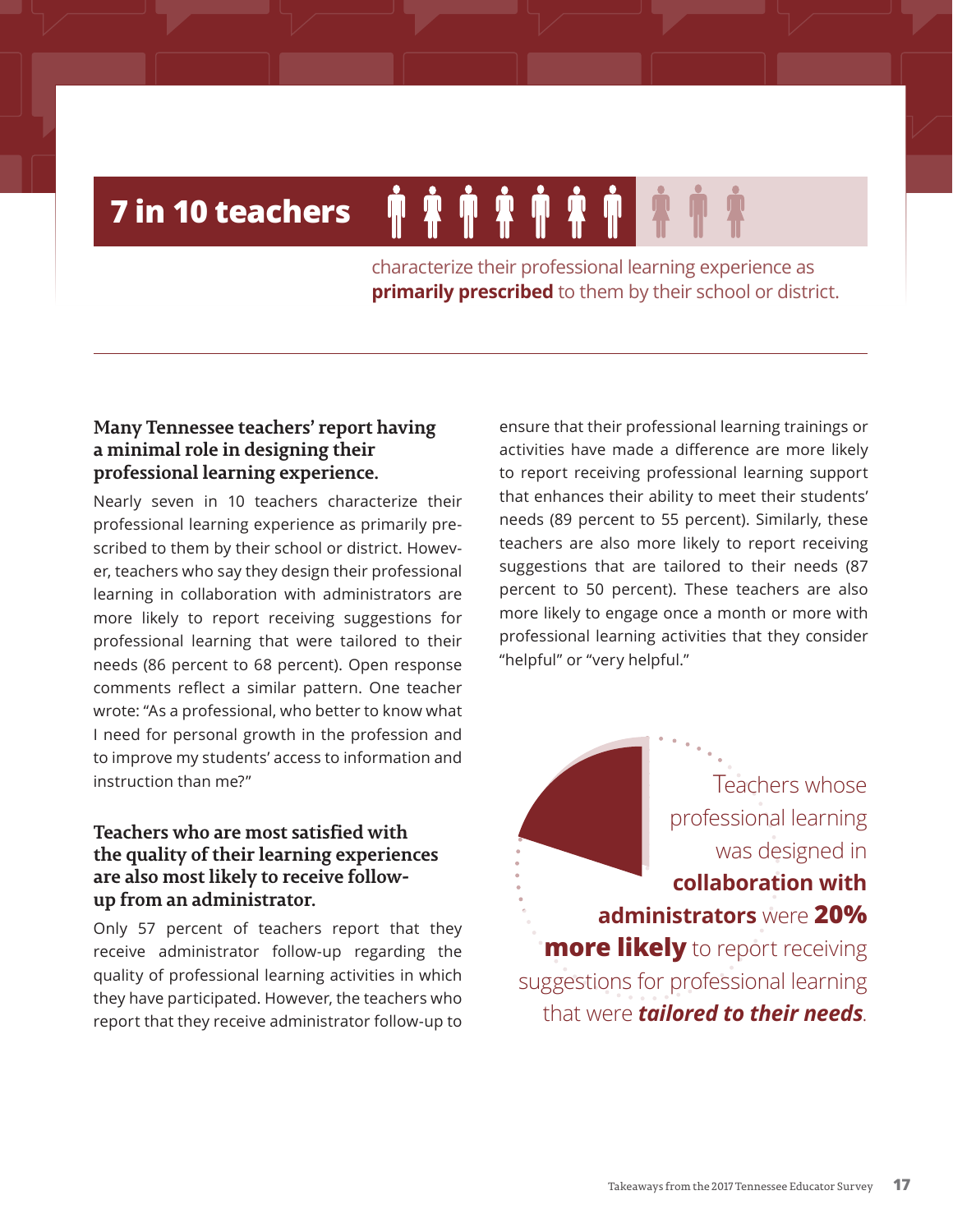**7 in 10 teachers**

characterize their professional learning experience as **primarily prescribed** to them by their school or district.

### Many Tennessee teachers' report having a minimal role in designing their professional learning experience.

Nearly seven in 10 teachers characterize their professional learning experience as primarily prescribed to them by their school or district. However, teachers who say they design their professional learning in collaboration with administrators are more likely to report receiving suggestions for professional learning that were tailored to their needs (86 percent to 68 percent). Open response comments reflect a similar pattern. One teacher wrote: "As a professional, who better to know what I need for personal growth in the profession and to improve my students' access to information and instruction than me?"

### Teachers who are most satisfied with the quality of their learning experiences are also most likely to receive follow-up from an administrator.

Only 57 percent of teachers report that they receive administrator follow-up regarding the quality of professional learning activities in which they have participated. However, the teachers who report that they receive administrator follow-up to ensure that their professional learning trainings or activities have made a difference are more likely to report receiving professional learning support that enhances their ability to meet their students' needs (89 percent to 55 percent). Similarly, these teachers are also more likely to report receiving suggestions that are tailored to their needs (87 percent to 50 percent). These teachers are also more likely to engage once a month or more with professional learning activities that they consider "helpful" or "very helpful."

Teachers whose professional learning was designed in **collaboration with administrators** were **20% more likely** to report receiving suggestions for professional learning that were ***tailored to their needs***.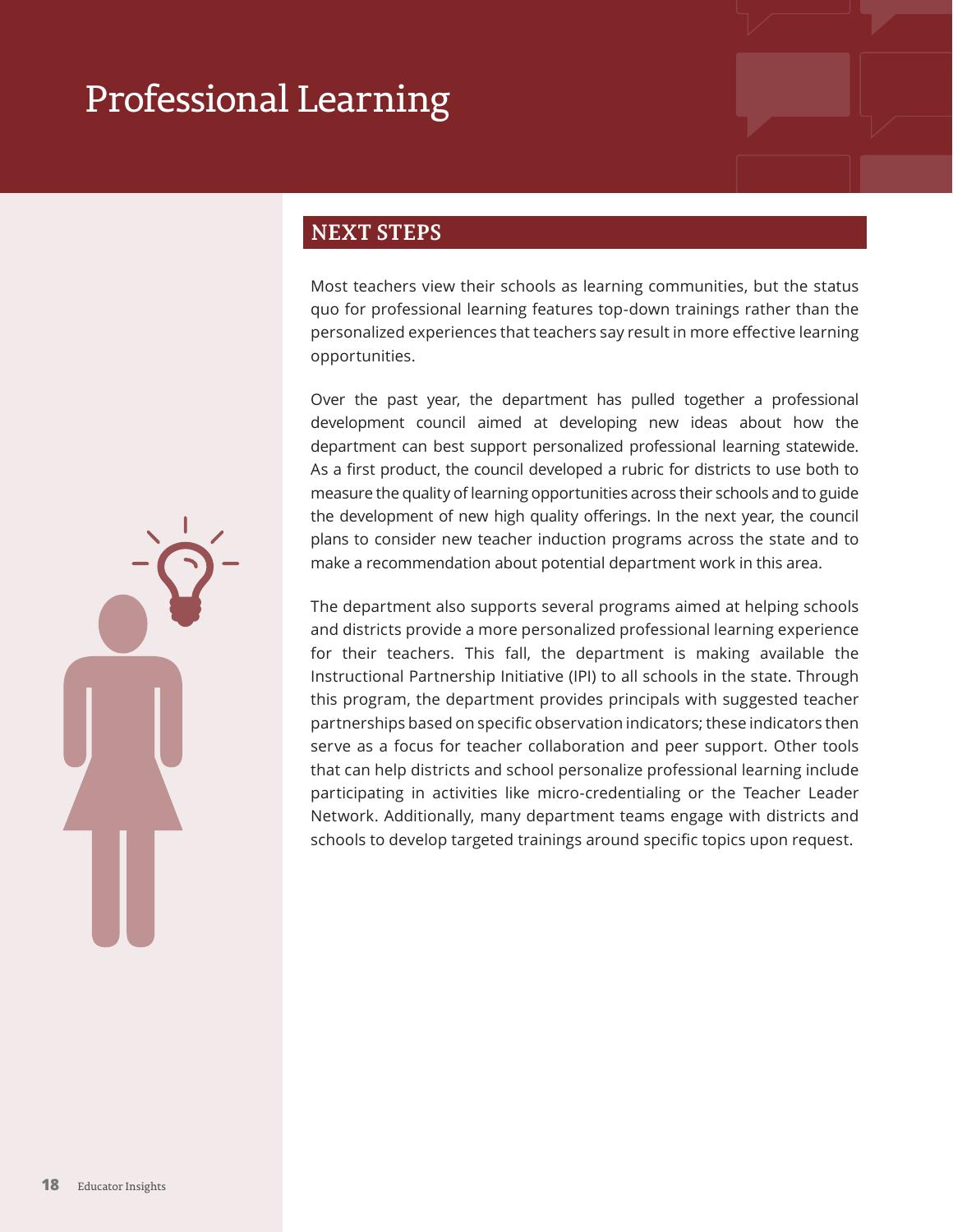# Professional Learning

## NEXT STEPS

Most teachers view their schools as learning communities, but the status quo for professional learning features top-down trainings rather than the personalized experiences that teachers say result in more effective learning opportunities.

Over the past year, the department has pulled together a professional development council aimed at developing new ideas about how the department can best support personalized professional learning statewide. As a first product, the council developed a rubric for districts to use both to measure the quality of learning opportunities across their schools and to guide the development of new high quality offerings. In the next year, the council plans to consider new teacher induction programs across the state and to make a recommendation about potential department work in this area.

The department also supports several programs aimed at helping schools and districts provide a more personalized professional learning experience for their teachers. This fall, the department is making available the Instructional Partnership Initiative (IPI) to all schools in the state. Through this program, the department provides principals with suggested teacher partnerships based on specific observation indicators; these indicators then serve as a focus for teacher collaboration and peer support. Other tools that can help districts and school personalize professional learning include participating in activities like micro-credentialing or the Teacher Leader Network. Additionally, many department teams engage with districts and schools to develop targeted trainings around specific topics upon request.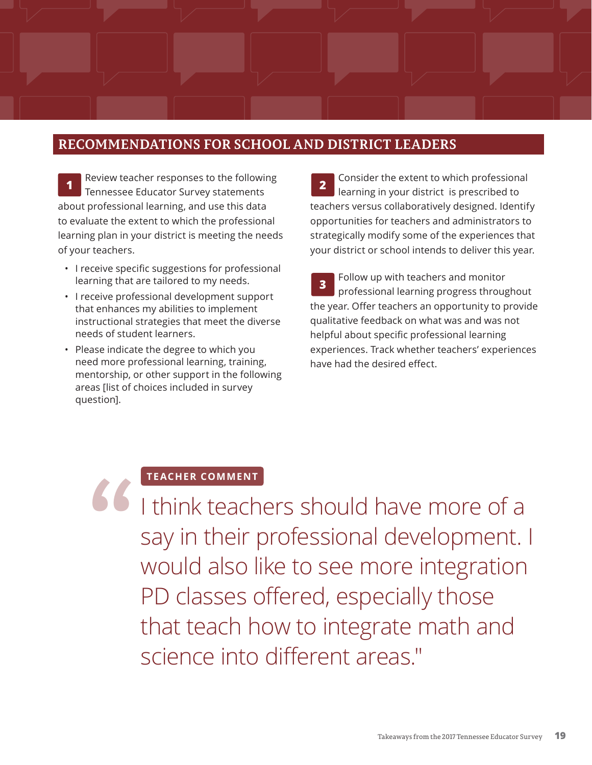## RECOMMENDATIONS FOR SCHOOL AND DISTRICT LEADERS

**1** Review teacher responses to the following Tennessee Educator Survey statements about professional learning, and use this data to evaluate the extent to which the professional learning plan in your district is meeting the needs of your teachers.

- I receive specific suggestions for professional learning that are tailored to my needs.
- I receive professional development support that enhances my abilities to implement instructional strategies that meet the diverse needs of student learners.
- Please indicate the degree to which you need more professional learning, training, mentorship, or other support in the following areas [list of choices included in survey question].

**2** Consider the extent to which professional learning in your district is prescribed to teachers versus collaboratively designed. Identify opportunities for teachers and administrators to strategically modify some of the experiences that your district or school intends to deliver this year.

**3** Follow up with teachers and monitor professional learning progress throughout the year. Offer teachers an opportunity to provide qualitative feedback on what was and was not helpful about specific professional learning experiences. Track whether teachers' experiences have had the desired effect.

**TEACHER COMMENT**

> "I think teachers should have more of a say in their professional development. I would also like to see more integration PD classes offered, especially those that teach how to integrate math and science into different areas."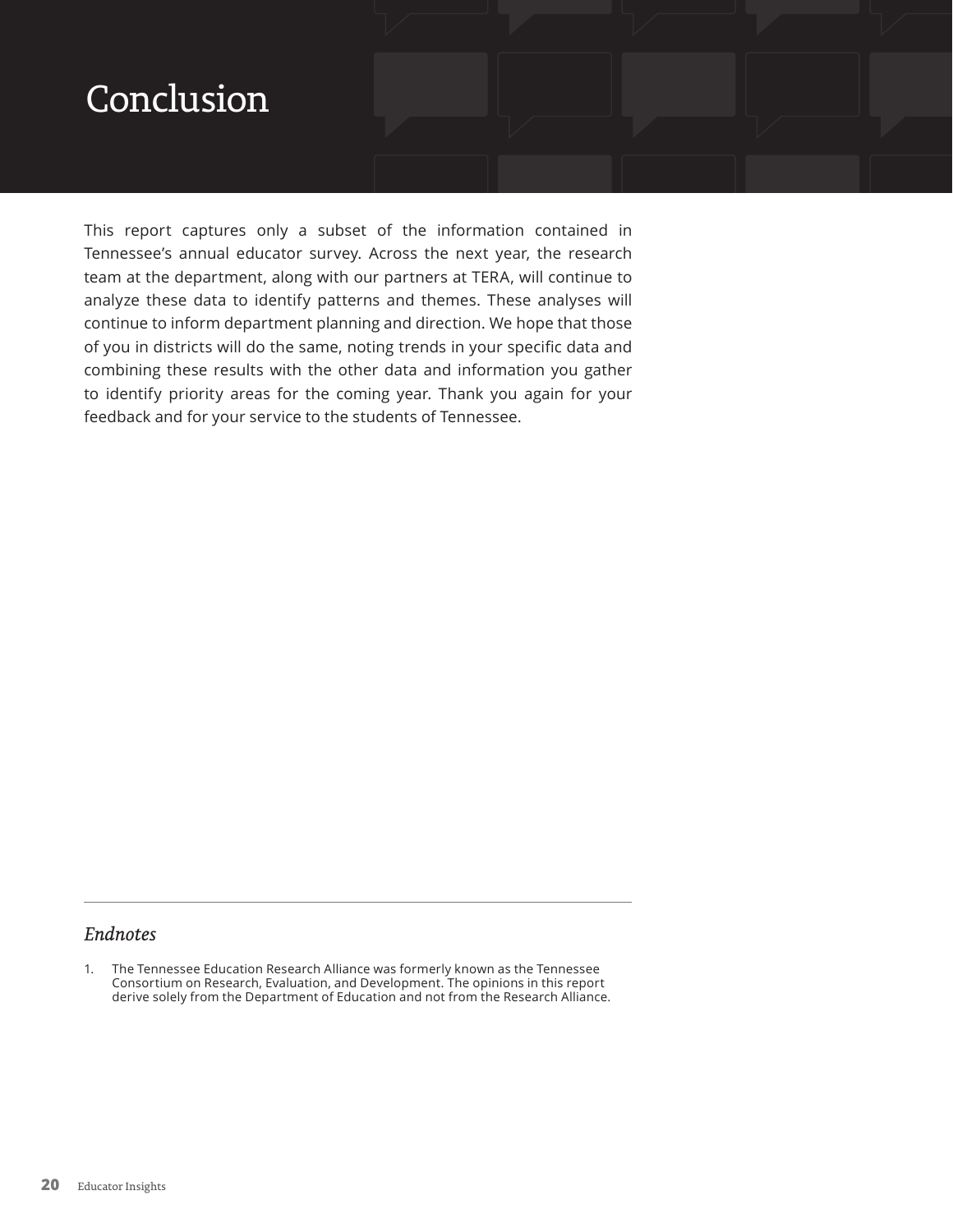# Conclusion

This report captures only a subset of the information contained in Tennessee's annual educator survey. Across the next year, the research team at the department, along with our partners at TERA, will continue to analyze these data to identify patterns and themes. These analyses will continue to inform department planning and direction. We hope that those of you in districts will do the same, noting trends in your specific data and combining these results with the other data and information you gather to identify priority areas for the coming year. Thank you again for your feedback and for your service to the students of Tennessee.

---

### *Endnotes*

1. The Tennessee Education Research Alliance was formerly known as the Tennessee Consortium on Research, Evaluation, and Development. The opinions in this report derive solely from the Department of Education and not from the Research Alliance.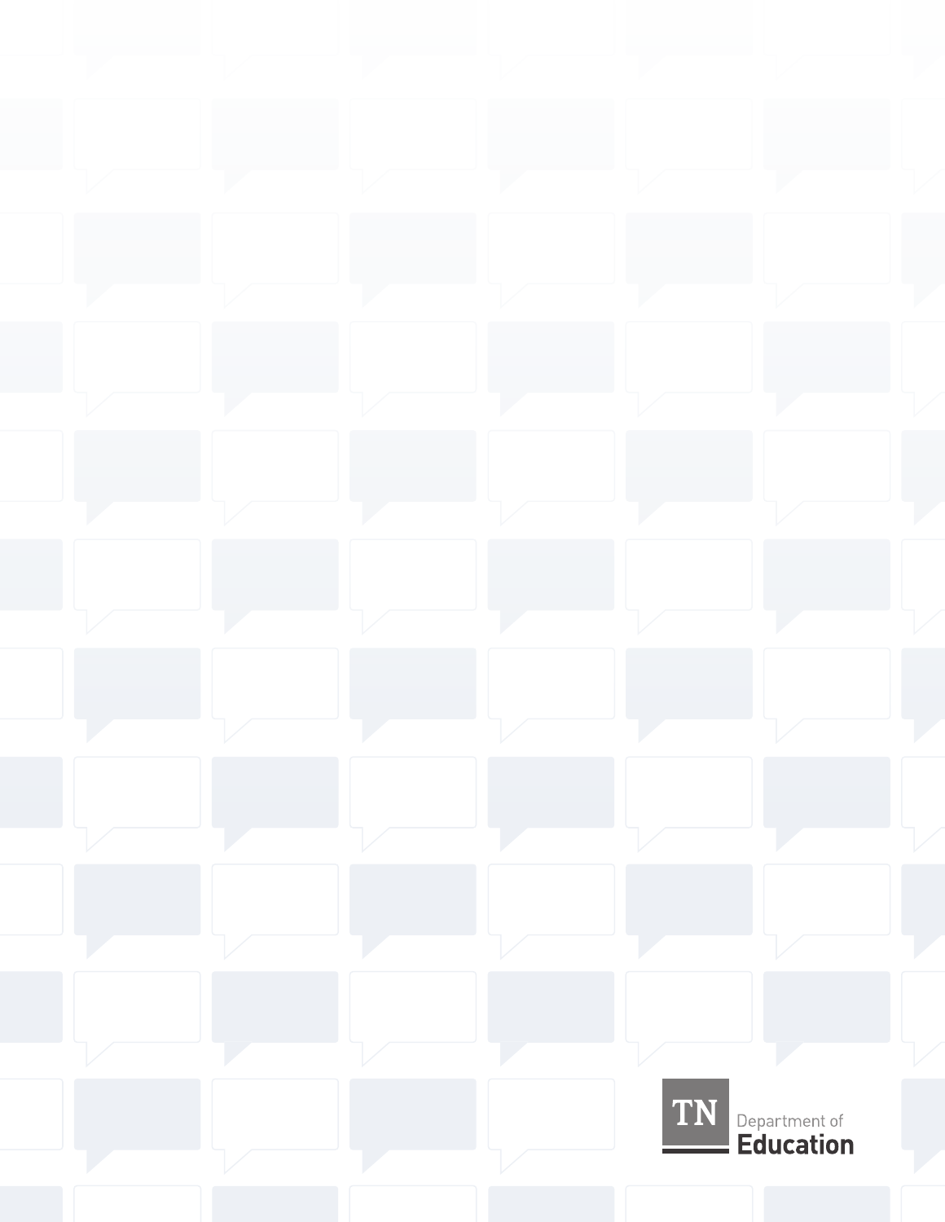TN Department of Education